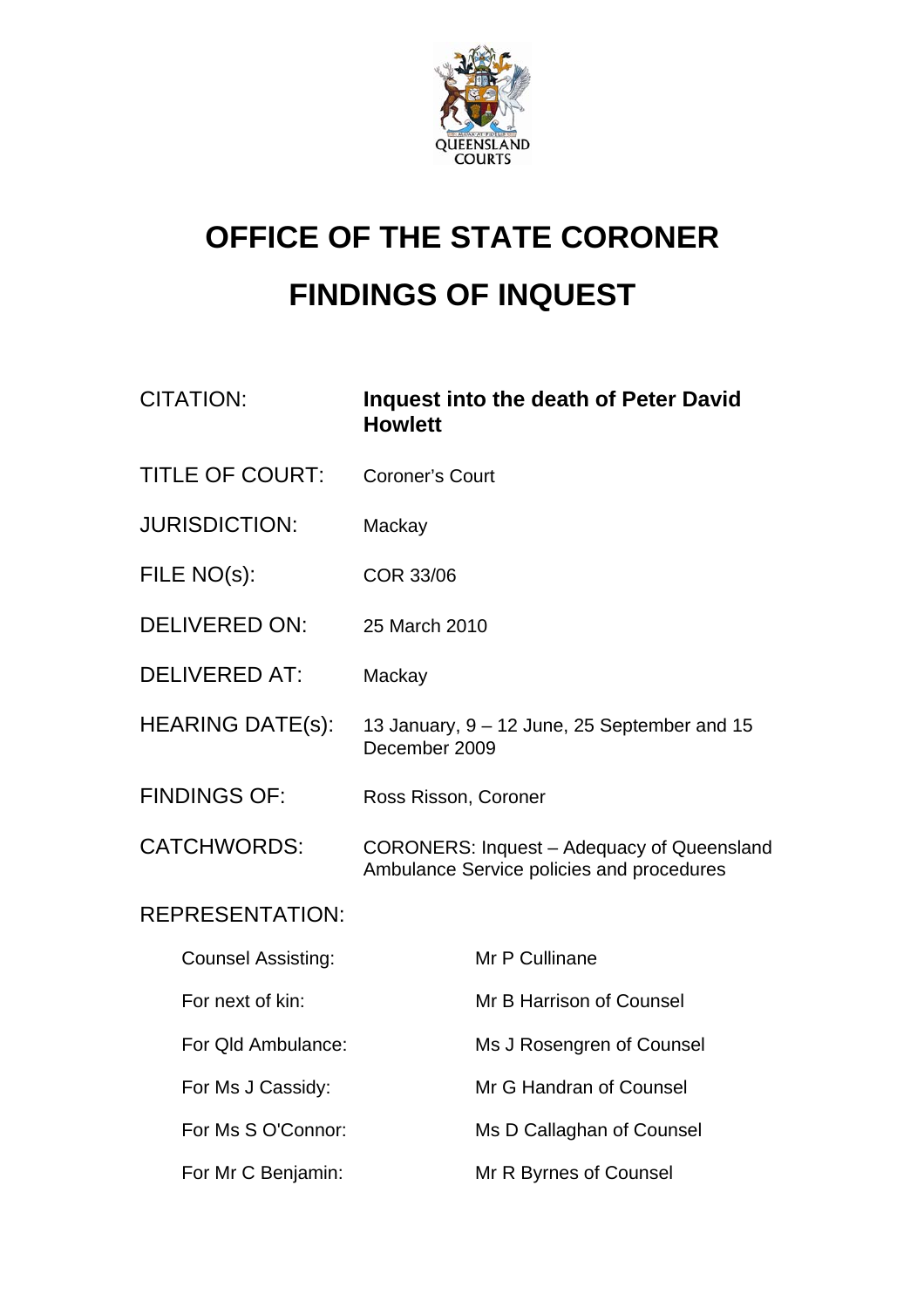# OFFICE OF THE STATE CORONER

# FINDINGS OF INQUEST

| | |
|---|---|
| CITATION: | **Inquest into the death of Peter David Howlett** |
| TITLE OF COURT: | Coroner's Court |
| JURISDICTION: | Mackay |
| FILE NO(s): | COR 33/06 |
| DELIVERED ON: | 25 March 2010 |
| DELIVERED AT: | Mackay |
| HEARING DATE(s): | 13 January, 9 – 12 June, 25 September and 15 December 2009 |
| FINDINGS OF: | Ross Risson, Coroner |
| CATCHWORDS: | CORONERS: Inquest – Adequacy of Queensland Ambulance Service policies and procedures |

REPRESENTATION:

| | |
|---|---|
| Counsel Assisting: | Mr P Cullinane |
| For next of kin: | Mr B Harrison of Counsel |
| For Qld Ambulance: | Ms J Rosengren of Counsel |
| For Ms J Cassidy: | Mr G Handran of Counsel |
| For Ms S O'Connor: | Ms D Callaghan of Counsel |
| For Mr C Benjamin: | Mr R Byrnes of Counsel |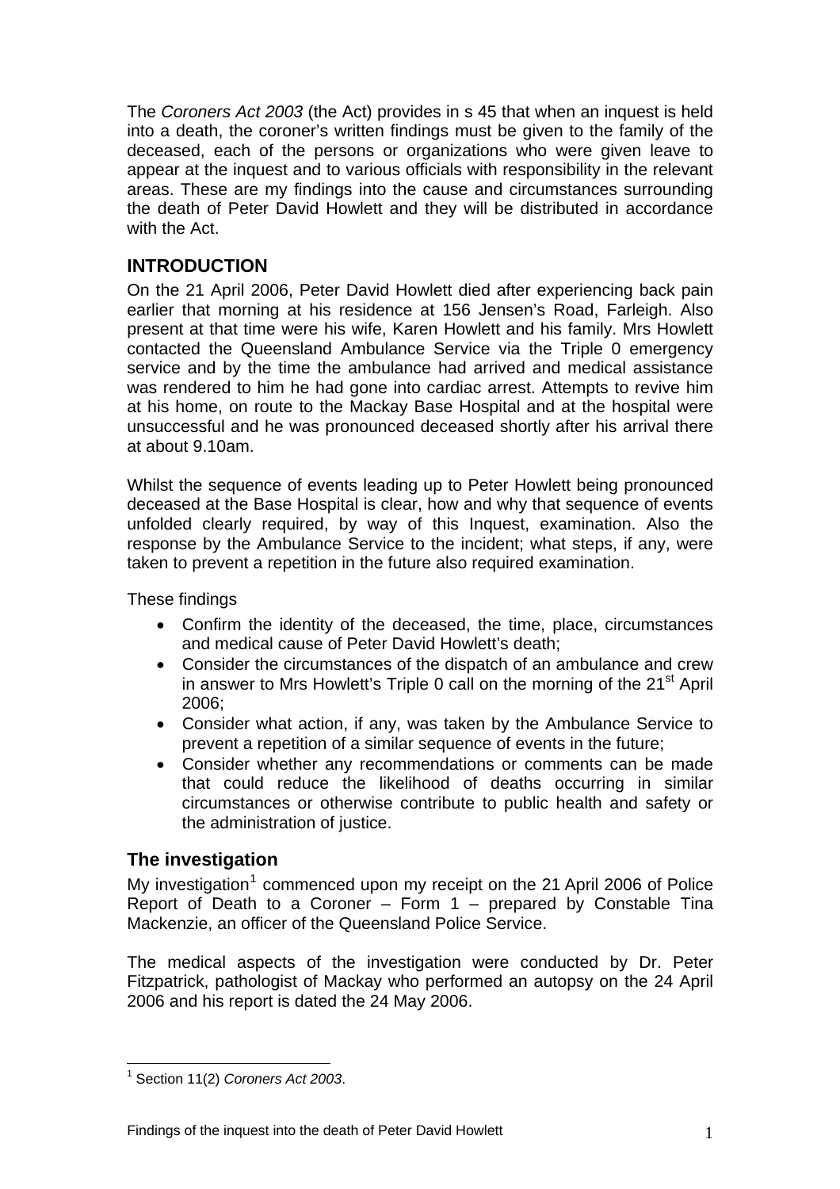The *Coroners Act 2003* (the Act) provides in s 45 that when an inquest is held into a death, the coroner's written findings must be given to the family of the deceased, each of the persons or organizations who were given leave to appear at the inquest and to various officials with responsibility in the relevant areas. These are my findings into the cause and circumstances surrounding the death of Peter David Howlett and they will be distributed in accordance with the Act.

## INTRODUCTION

On the 21 April 2006, Peter David Howlett died after experiencing back pain earlier that morning at his residence at 156 Jensen's Road, Farleigh. Also present at that time were his wife, Karen Howlett and his family. Mrs Howlett contacted the Queensland Ambulance Service via the Triple 0 emergency service and by the time the ambulance had arrived and medical assistance was rendered to him he had gone into cardiac arrest. Attempts to revive him at his home, on route to the Mackay Base Hospital and at the hospital were unsuccessful and he was pronounced deceased shortly after his arrival there at about 9.10am.

Whilst the sequence of events leading up to Peter Howlett being pronounced deceased at the Base Hospital is clear, how and why that sequence of events unfolded clearly required, by way of this Inquest, examination. Also the response by the Ambulance Service to the incident; what steps, if any, were taken to prevent a repetition in the future also required examination.

These findings

- Confirm the identity of the deceased, the time, place, circumstances and medical cause of Peter David Howlett's death;
- Consider the circumstances of the dispatch of an ambulance and crew in answer to Mrs Howlett's Triple 0 call on the morning of the 21st April 2006;
- Consider what action, if any, was taken by the Ambulance Service to prevent a repetition of a similar sequence of events in the future;
- Consider whether any recommendations or comments can be made that could reduce the likelihood of deaths occurring in similar circumstances or otherwise contribute to public health and safety or the administration of justice.

## The investigation

My investigation[1] commenced upon my receipt on the 21 April 2006 of Police Report of Death to a Coroner – Form 1 – prepared by Constable Tina Mackenzie, an officer of the Queensland Police Service.

The medical aspects of the investigation were conducted by Dr. Peter Fitzpatrick, pathologist of Mackay who performed an autopsy on the 24 April 2006 and his report is dated the 24 May 2006.

[1] Section 11(2) *Coroners Act 2003*.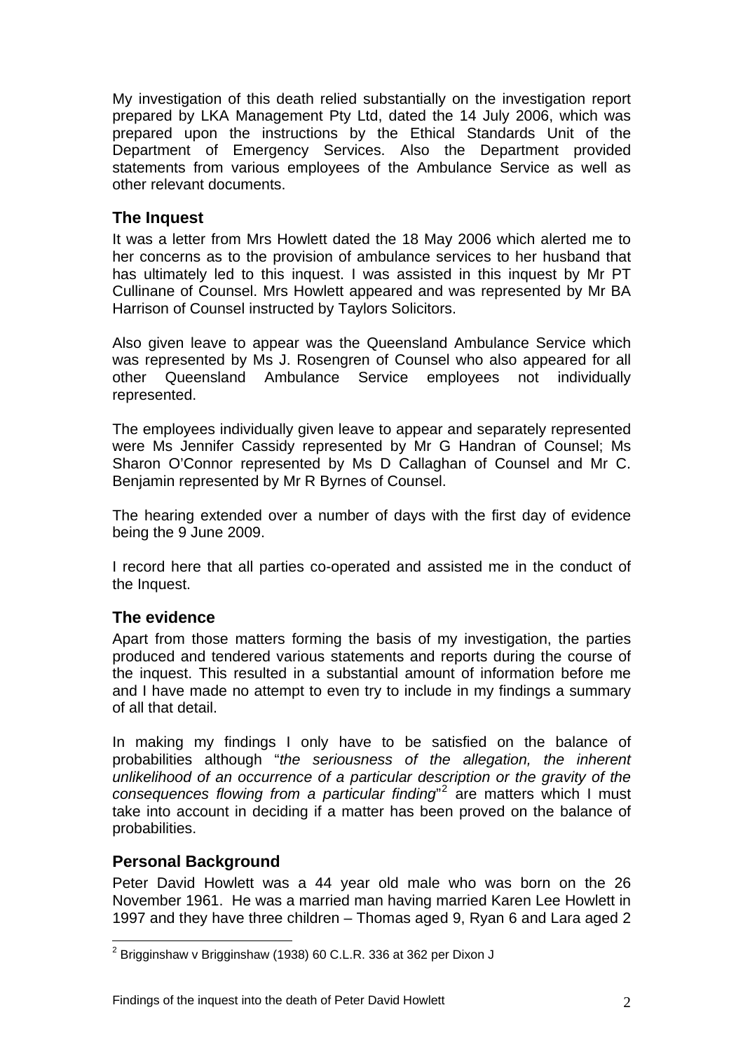My investigation of this death relied substantially on the investigation report prepared by LKA Management Pty Ltd, dated the 14 July 2006, which was prepared upon the instructions by the Ethical Standards Unit of the Department of Emergency Services. Also the Department provided statements from various employees of the Ambulance Service as well as other relevant documents.

## The Inquest

It was a letter from Mrs Howlett dated the 18 May 2006 which alerted me to her concerns as to the provision of ambulance services to her husband that has ultimately led to this inquest. I was assisted in this inquest by Mr PT Cullinane of Counsel. Mrs Howlett appeared and was represented by Mr BA Harrison of Counsel instructed by Taylors Solicitors.

Also given leave to appear was the Queensland Ambulance Service which was represented by Ms J. Rosengren of Counsel who also appeared for all other Queensland Ambulance Service employees not individually represented.

The employees individually given leave to appear and separately represented were Ms Jennifer Cassidy represented by Mr G Handran of Counsel; Ms Sharon O'Connor represented by Ms D Callaghan of Counsel and Mr C. Benjamin represented by Mr R Byrnes of Counsel.

The hearing extended over a number of days with the first day of evidence being the 9 June 2009.

I record here that all parties co-operated and assisted me in the conduct of the Inquest.

## The evidence

Apart from those matters forming the basis of my investigation, the parties produced and tendered various statements and reports during the course of the inquest. This resulted in a substantial amount of information before me and I have made no attempt to even try to include in my findings a summary of all that detail.

In making my findings I only have to be satisfied on the balance of probabilities although "*the seriousness of the allegation, the inherent unlikelihood of an occurrence of a particular description or the gravity of the consequences flowing from a particular finding*"[2] are matters which I must take into account in deciding if a matter has been proved on the balance of probabilities.

## Personal Background

Peter David Howlett was a 44 year old male who was born on the 26 November 1961. He was a married man having married Karen Lee Howlett in 1997 and they have three children – Thomas aged 9, Ryan 6 and Lara aged 2

---

[2] Brigginshaw v Brigginshaw (1938) 60 C.L.R. 336 at 362 per Dixon J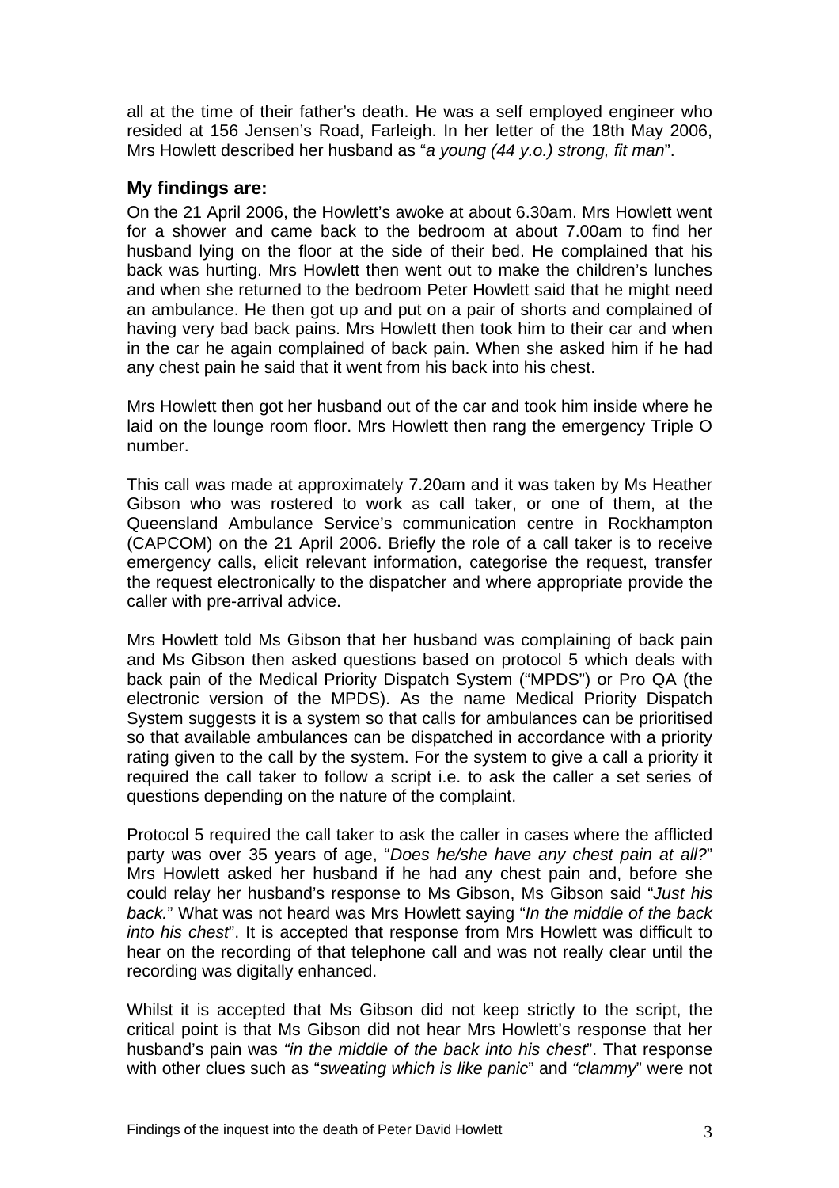all at the time of their father's death. He was a self employed engineer who resided at 156 Jensen's Road, Farleigh. In her letter of the 18th May 2006, Mrs Howlett described her husband as "*a young (44 y.o.) strong, fit man*".

## My findings are:

On the 21 April 2006, the Howlett's awoke at about 6.30am. Mrs Howlett went for a shower and came back to the bedroom at about 7.00am to find her husband lying on the floor at the side of their bed. He complained that his back was hurting. Mrs Howlett then went out to make the children's lunches and when she returned to the bedroom Peter Howlett said that he might need an ambulance. He then got up and put on a pair of shorts and complained of having very bad back pains. Mrs Howlett then took him to their car and when in the car he again complained of back pain. When she asked him if he had any chest pain he said that it went from his back into his chest.

Mrs Howlett then got her husband out of the car and took him inside where he laid on the lounge room floor. Mrs Howlett then rang the emergency Triple O number.

This call was made at approximately 7.20am and it was taken by Ms Heather Gibson who was rostered to work as call taker, or one of them, at the Queensland Ambulance Service's communication centre in Rockhampton (CAPCOM) on the 21 April 2006. Briefly the role of a call taker is to receive emergency calls, elicit relevant information, categorise the request, transfer the request electronically to the dispatcher and where appropriate provide the caller with pre-arrival advice.

Mrs Howlett told Ms Gibson that her husband was complaining of back pain and Ms Gibson then asked questions based on protocol 5 which deals with back pain of the Medical Priority Dispatch System ("MPDS") or Pro QA (the electronic version of the MPDS). As the name Medical Priority Dispatch System suggests it is a system so that calls for ambulances can be prioritised so that available ambulances can be dispatched in accordance with a priority rating given to the call by the system. For the system to give a call a priority it required the call taker to follow a script i.e. to ask the caller a set series of questions depending on the nature of the complaint.

Protocol 5 required the call taker to ask the caller in cases where the afflicted party was over 35 years of age, "*Does he/she have any chest pain at all?*" Mrs Howlett asked her husband if he had any chest pain and, before she could relay her husband's response to Ms Gibson, Ms Gibson said "*Just his back.*" What was not heard was Mrs Howlett saying "*In the middle of the back into his chest*". It is accepted that response from Mrs Howlett was difficult to hear on the recording of that telephone call and was not really clear until the recording was digitally enhanced.

Whilst it is accepted that Ms Gibson did not keep strictly to the script, the critical point is that Ms Gibson did not hear Mrs Howlett's response that her husband's pain was *"in the middle of the back into his chest*". That response with other clues such as "*sweating which is like panic*" and *"clammy*" were not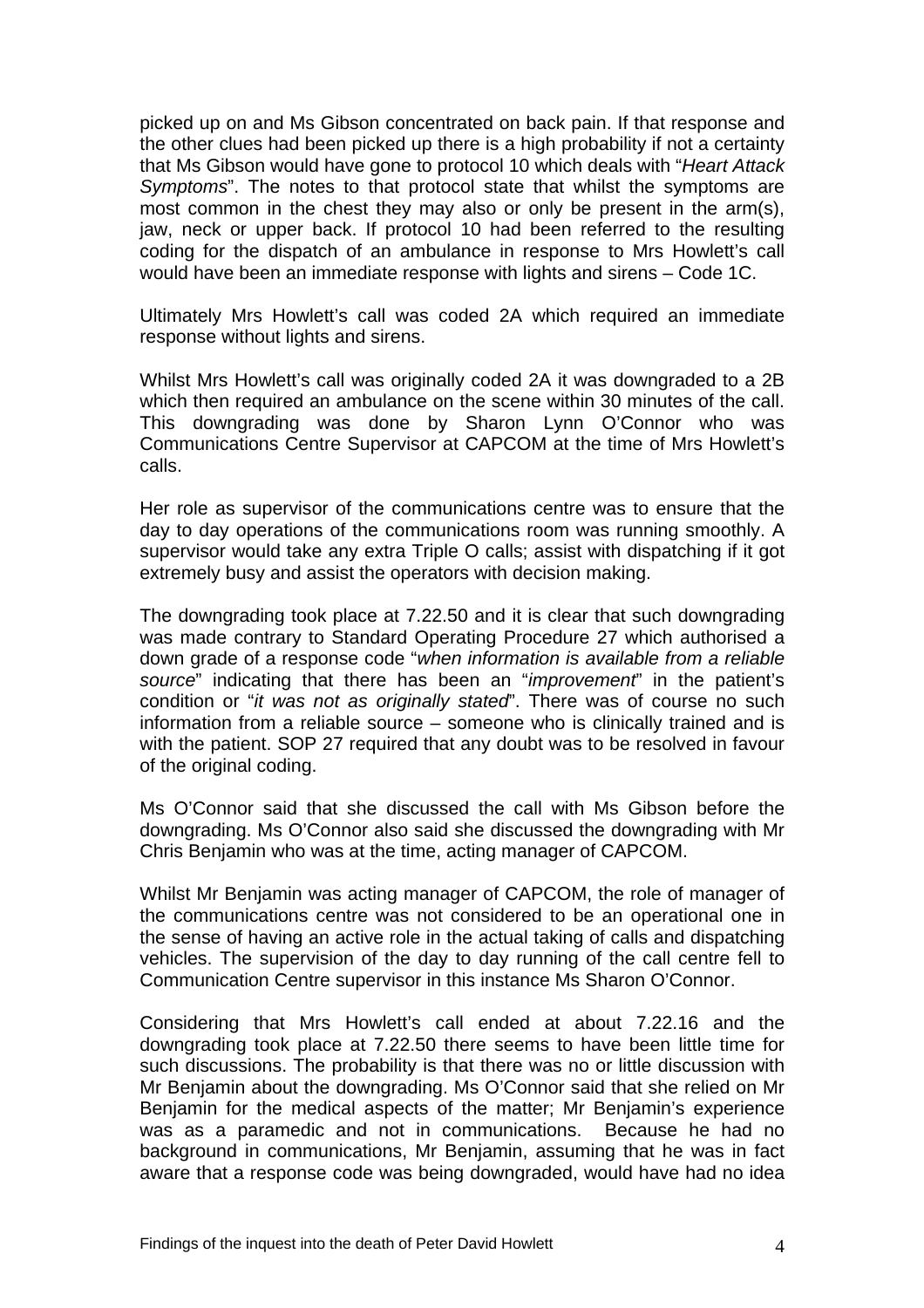picked up on and Ms Gibson concentrated on back pain. If that response and the other clues had been picked up there is a high probability if not a certainty that Ms Gibson would have gone to protocol 10 which deals with "*Heart Attack Symptoms*". The notes to that protocol state that whilst the symptoms are most common in the chest they may also or only be present in the arm(s), jaw, neck or upper back. If protocol 10 had been referred to the resulting coding for the dispatch of an ambulance in response to Mrs Howlett's call would have been an immediate response with lights and sirens – Code 1C.

Ultimately Mrs Howlett's call was coded 2A which required an immediate response without lights and sirens.

Whilst Mrs Howlett's call was originally coded 2A it was downgraded to a 2B which then required an ambulance on the scene within 30 minutes of the call. This downgrading was done by Sharon Lynn O'Connor who was Communications Centre Supervisor at CAPCOM at the time of Mrs Howlett's calls.

Her role as supervisor of the communications centre was to ensure that the day to day operations of the communications room was running smoothly. A supervisor would take any extra Triple O calls; assist with dispatching if it got extremely busy and assist the operators with decision making.

The downgrading took place at 7.22.50 and it is clear that such downgrading was made contrary to Standard Operating Procedure 27 which authorised a down grade of a response code "*when information is available from a reliable source*" indicating that there has been an "*improvement*" in the patient's condition or "*it was not as originally stated*". There was of course no such information from a reliable source – someone who is clinically trained and is with the patient. SOP 27 required that any doubt was to be resolved in favour of the original coding.

Ms O'Connor said that she discussed the call with Ms Gibson before the downgrading. Ms O'Connor also said she discussed the downgrading with Mr Chris Benjamin who was at the time, acting manager of CAPCOM.

Whilst Mr Benjamin was acting manager of CAPCOM, the role of manager of the communications centre was not considered to be an operational one in the sense of having an active role in the actual taking of calls and dispatching vehicles. The supervision of the day to day running of the call centre fell to Communication Centre supervisor in this instance Ms Sharon O'Connor.

Considering that Mrs Howlett's call ended at about 7.22.16 and the downgrading took place at 7.22.50 there seems to have been little time for such discussions. The probability is that there was no or little discussion with Mr Benjamin about the downgrading. Ms O'Connor said that she relied on Mr Benjamin for the medical aspects of the matter; Mr Benjamin's experience was as a paramedic and not in communications. Because he had no background in communications, Mr Benjamin, assuming that he was in fact aware that a response code was being downgraded, would have had no idea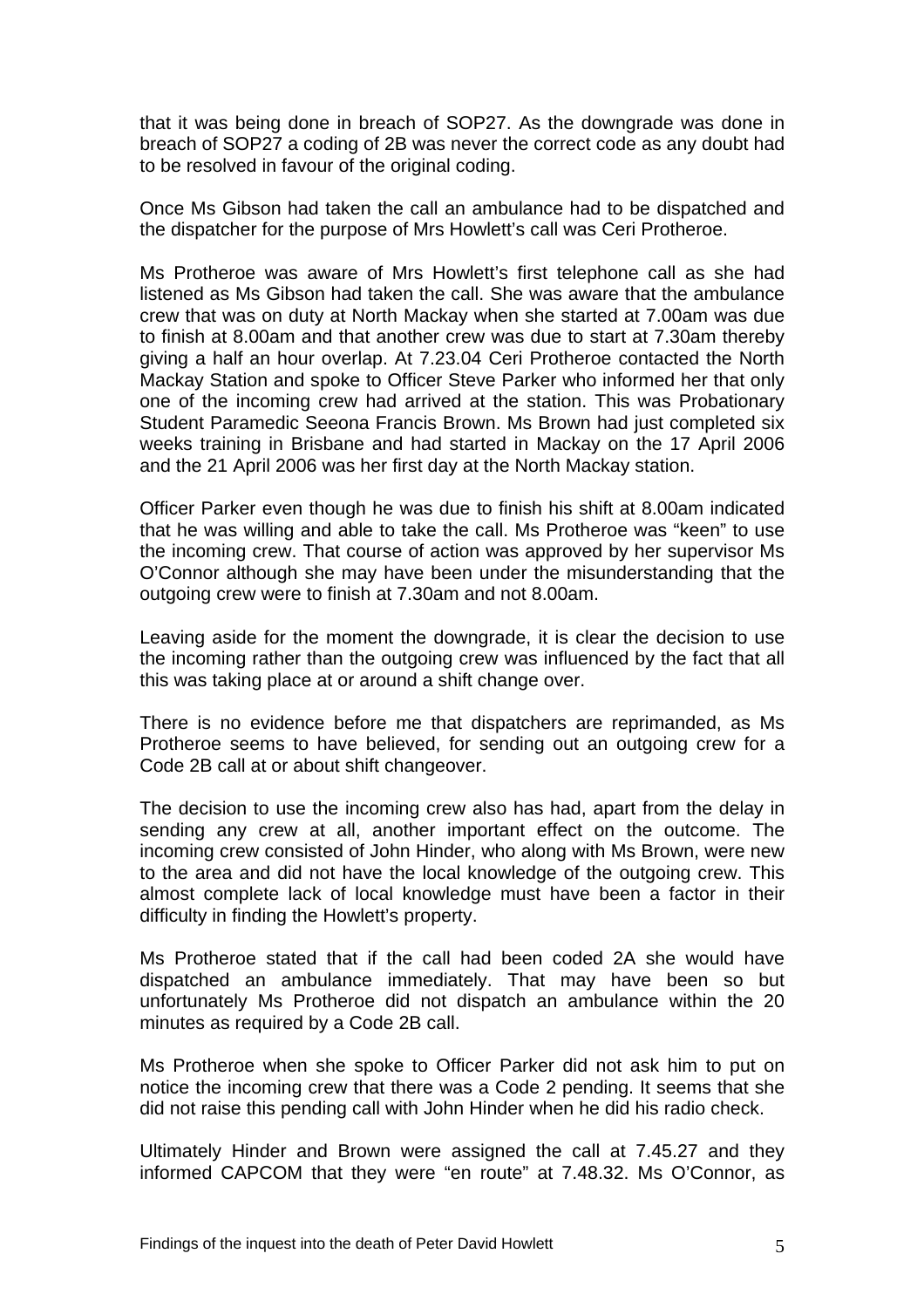that it was being done in breach of SOP27. As the downgrade was done in breach of SOP27 a coding of 2B was never the correct code as any doubt had to be resolved in favour of the original coding.

Once Ms Gibson had taken the call an ambulance had to be dispatched and the dispatcher for the purpose of Mrs Howlett's call was Ceri Protheroe.

Ms Protheroe was aware of Mrs Howlett's first telephone call as she had listened as Ms Gibson had taken the call. She was aware that the ambulance crew that was on duty at North Mackay when she started at 7.00am was due to finish at 8.00am and that another crew was due to start at 7.30am thereby giving a half an hour overlap. At 7.23.04 Ceri Protheroe contacted the North Mackay Station and spoke to Officer Steve Parker who informed her that only one of the incoming crew had arrived at the station. This was Probationary Student Paramedic Seeona Francis Brown. Ms Brown had just completed six weeks training in Brisbane and had started in Mackay on the 17 April 2006 and the 21 April 2006 was her first day at the North Mackay station.

Officer Parker even though he was due to finish his shift at 8.00am indicated that he was willing and able to take the call. Ms Protheroe was "keen" to use the incoming crew. That course of action was approved by her supervisor Ms O'Connor although she may have been under the misunderstanding that the outgoing crew were to finish at 7.30am and not 8.00am.

Leaving aside for the moment the downgrade, it is clear the decision to use the incoming rather than the outgoing crew was influenced by the fact that all this was taking place at or around a shift change over.

There is no evidence before me that dispatchers are reprimanded, as Ms Protheroe seems to have believed, for sending out an outgoing crew for a Code 2B call at or about shift changeover.

The decision to use the incoming crew also has had, apart from the delay in sending any crew at all, another important effect on the outcome. The incoming crew consisted of John Hinder, who along with Ms Brown, were new to the area and did not have the local knowledge of the outgoing crew. This almost complete lack of local knowledge must have been a factor in their difficulty in finding the Howlett's property.

Ms Protheroe stated that if the call had been coded 2A she would have dispatched an ambulance immediately. That may have been so but unfortunately Ms Protheroe did not dispatch an ambulance within the 20 minutes as required by a Code 2B call.

Ms Protheroe when she spoke to Officer Parker did not ask him to put on notice the incoming crew that there was a Code 2 pending. It seems that she did not raise this pending call with John Hinder when he did his radio check.

Ultimately Hinder and Brown were assigned the call at 7.45.27 and they informed CAPCOM that they were "en route" at 7.48.32. Ms O'Connor, as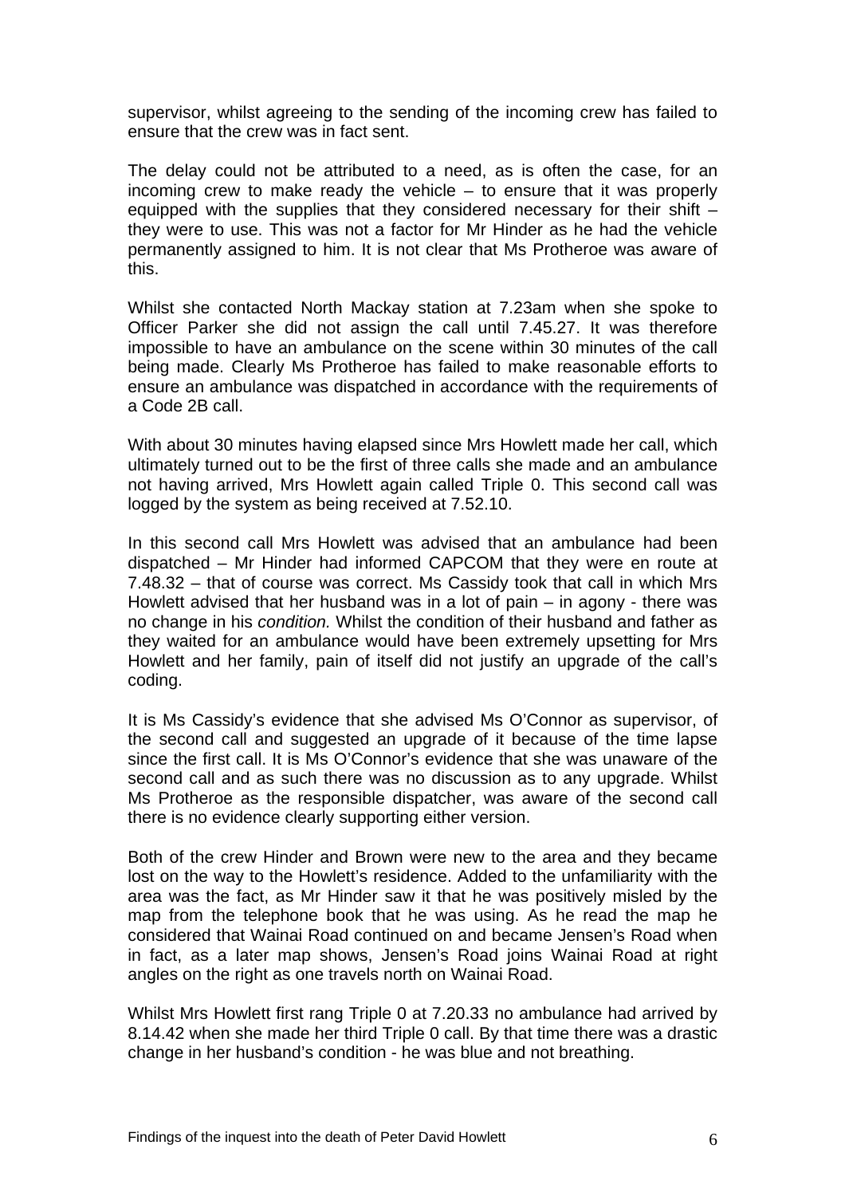supervisor, whilst agreeing to the sending of the incoming crew has failed to ensure that the crew was in fact sent.

The delay could not be attributed to a need, as is often the case, for an incoming crew to make ready the vehicle – to ensure that it was properly equipped with the supplies that they considered necessary for their shift – they were to use. This was not a factor for Mr Hinder as he had the vehicle permanently assigned to him. It is not clear that Ms Protheroe was aware of this.

Whilst she contacted North Mackay station at 7.23am when she spoke to Officer Parker she did not assign the call until 7.45.27. It was therefore impossible to have an ambulance on the scene within 30 minutes of the call being made. Clearly Ms Protheroe has failed to make reasonable efforts to ensure an ambulance was dispatched in accordance with the requirements of a Code 2B call.

With about 30 minutes having elapsed since Mrs Howlett made her call, which ultimately turned out to be the first of three calls she made and an ambulance not having arrived, Mrs Howlett again called Triple 0. This second call was logged by the system as being received at 7.52.10.

In this second call Mrs Howlett was advised that an ambulance had been dispatched – Mr Hinder had informed CAPCOM that they were en route at 7.48.32 – that of course was correct. Ms Cassidy took that call in which Mrs Howlett advised that her husband was in a lot of pain – in agony - there was no change in his *condition.* Whilst the condition of their husband and father as they waited for an ambulance would have been extremely upsetting for Mrs Howlett and her family, pain of itself did not justify an upgrade of the call's coding.

It is Ms Cassidy's evidence that she advised Ms O'Connor as supervisor, of the second call and suggested an upgrade of it because of the time lapse since the first call. It is Ms O'Connor's evidence that she was unaware of the second call and as such there was no discussion as to any upgrade. Whilst Ms Protheroe as the responsible dispatcher, was aware of the second call there is no evidence clearly supporting either version.

Both of the crew Hinder and Brown were new to the area and they became lost on the way to the Howlett's residence. Added to the unfamiliarity with the area was the fact, as Mr Hinder saw it that he was positively misled by the map from the telephone book that he was using. As he read the map he considered that Wainai Road continued on and became Jensen's Road when in fact, as a later map shows, Jensen's Road joins Wainai Road at right angles on the right as one travels north on Wainai Road.

Whilst Mrs Howlett first rang Triple 0 at 7.20.33 no ambulance had arrived by 8.14.42 when she made her third Triple 0 call. By that time there was a drastic change in her husband's condition - he was blue and not breathing.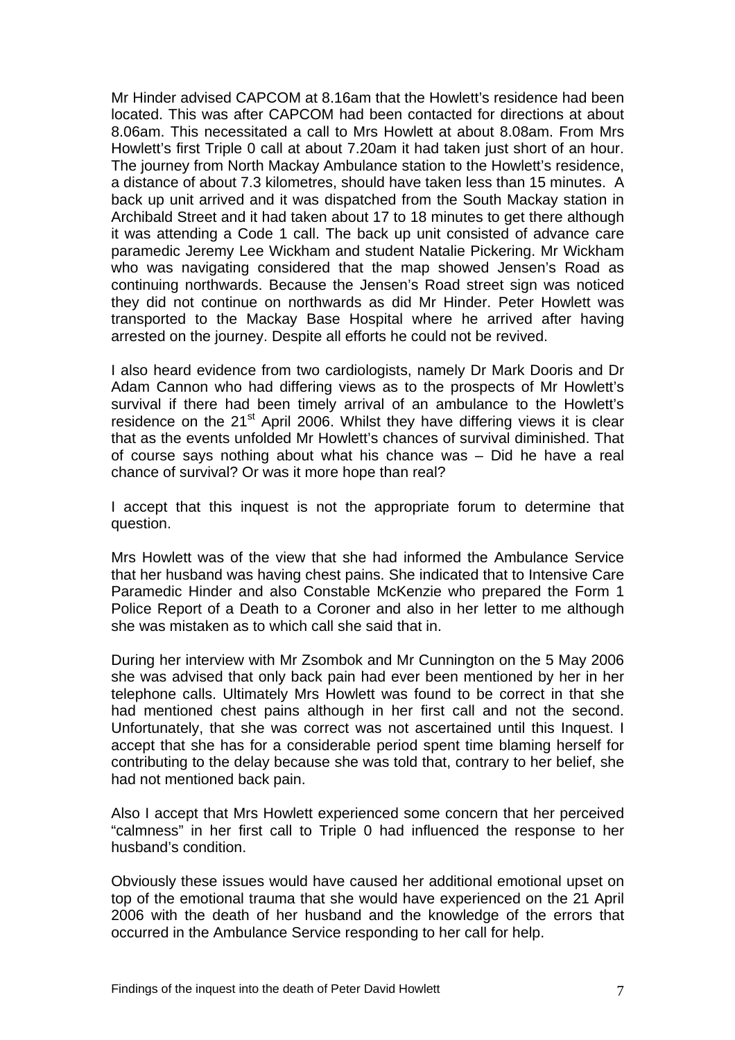Mr Hinder advised CAPCOM at 8.16am that the Howlett's residence had been located. This was after CAPCOM had been contacted for directions at about 8.06am. This necessitated a call to Mrs Howlett at about 8.08am. From Mrs Howlett's first Triple 0 call at about 7.20am it had taken just short of an hour. The journey from North Mackay Ambulance station to the Howlett's residence, a distance of about 7.3 kilometres, should have taken less than 15 minutes. A back up unit arrived and it was dispatched from the South Mackay station in Archibald Street and it had taken about 17 to 18 minutes to get there although it was attending a Code 1 call. The back up unit consisted of advance care paramedic Jeremy Lee Wickham and student Natalie Pickering. Mr Wickham who was navigating considered that the map showed Jensen's Road as continuing northwards. Because the Jensen's Road street sign was noticed they did not continue on northwards as did Mr Hinder. Peter Howlett was transported to the Mackay Base Hospital where he arrived after having arrested on the journey. Despite all efforts he could not be revived.

I also heard evidence from two cardiologists, namely Dr Mark Dooris and Dr Adam Cannon who had differing views as to the prospects of Mr Howlett's survival if there had been timely arrival of an ambulance to the Howlett's residence on the 21st April 2006. Whilst they have differing views it is clear that as the events unfolded Mr Howlett's chances of survival diminished. That of course says nothing about what his chance was – Did he have a real chance of survival? Or was it more hope than real?

I accept that this inquest is not the appropriate forum to determine that question.

Mrs Howlett was of the view that she had informed the Ambulance Service that her husband was having chest pains. She indicated that to Intensive Care Paramedic Hinder and also Constable McKenzie who prepared the Form 1 Police Report of a Death to a Coroner and also in her letter to me although she was mistaken as to which call she said that in.

During her interview with Mr Zsombok and Mr Cunnington on the 5 May 2006 she was advised that only back pain had ever been mentioned by her in her telephone calls. Ultimately Mrs Howlett was found to be correct in that she had mentioned chest pains although in her first call and not the second. Unfortunately, that she was correct was not ascertained until this Inquest. I accept that she has for a considerable period spent time blaming herself for contributing to the delay because she was told that, contrary to her belief, she had not mentioned back pain.

Also I accept that Mrs Howlett experienced some concern that her perceived "calmness" in her first call to Triple 0 had influenced the response to her husband's condition.

Obviously these issues would have caused her additional emotional upset on top of the emotional trauma that she would have experienced on the 21 April 2006 with the death of her husband and the knowledge of the errors that occurred in the Ambulance Service responding to her call for help.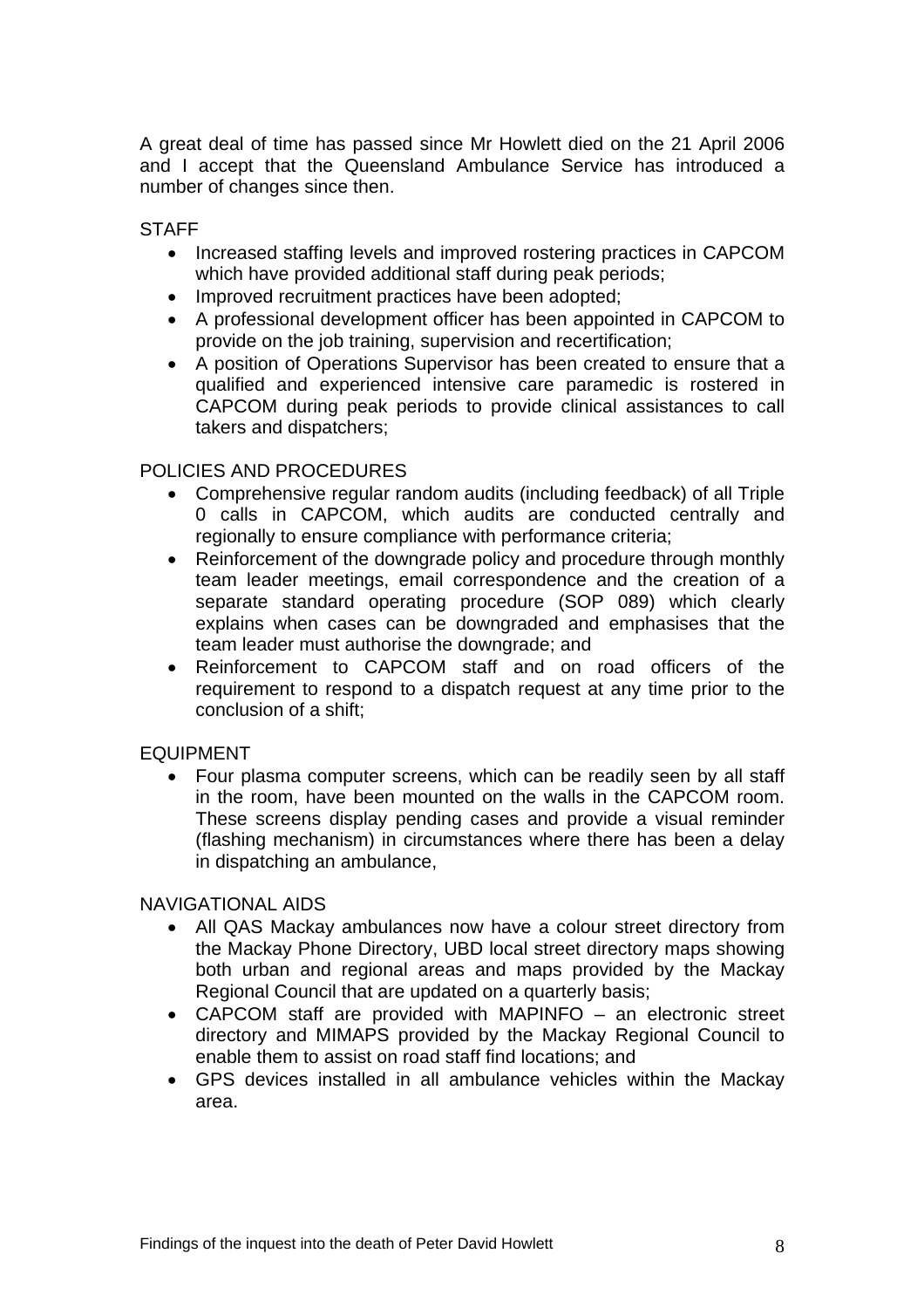A great deal of time has passed since Mr Howlett died on the 21 April 2006 and I accept that the Queensland Ambulance Service has introduced a number of changes since then.

STAFF

- Increased staffing levels and improved rostering practices in CAPCOM which have provided additional staff during peak periods;
- Improved recruitment practices have been adopted;
- A professional development officer has been appointed in CAPCOM to provide on the job training, supervision and recertification;
- A position of Operations Supervisor has been created to ensure that a qualified and experienced intensive care paramedic is rostered in CAPCOM during peak periods to provide clinical assistances to call takers and dispatchers;

POLICIES AND PROCEDURES

- Comprehensive regular random audits (including feedback) of all Triple 0 calls in CAPCOM, which audits are conducted centrally and regionally to ensure compliance with performance criteria;
- Reinforcement of the downgrade policy and procedure through monthly team leader meetings, email correspondence and the creation of a separate standard operating procedure (SOP 089) which clearly explains when cases can be downgraded and emphasises that the team leader must authorise the downgrade; and
- Reinforcement to CAPCOM staff and on road officers of the requirement to respond to a dispatch request at any time prior to the conclusion of a shift;

EQUIPMENT

- Four plasma computer screens, which can be readily seen by all staff in the room, have been mounted on the walls in the CAPCOM room. These screens display pending cases and provide a visual reminder (flashing mechanism) in circumstances where there has been a delay in dispatching an ambulance,

NAVIGATIONAL AIDS

- All QAS Mackay ambulances now have a colour street directory from the Mackay Phone Directory, UBD local street directory maps showing both urban and regional areas and maps provided by the Mackay Regional Council that are updated on a quarterly basis;
- CAPCOM staff are provided with MAPINFO – an electronic street directory and MIMAPS provided by the Mackay Regional Council to enable them to assist on road staff find locations; and
- GPS devices installed in all ambulance vehicles within the Mackay area.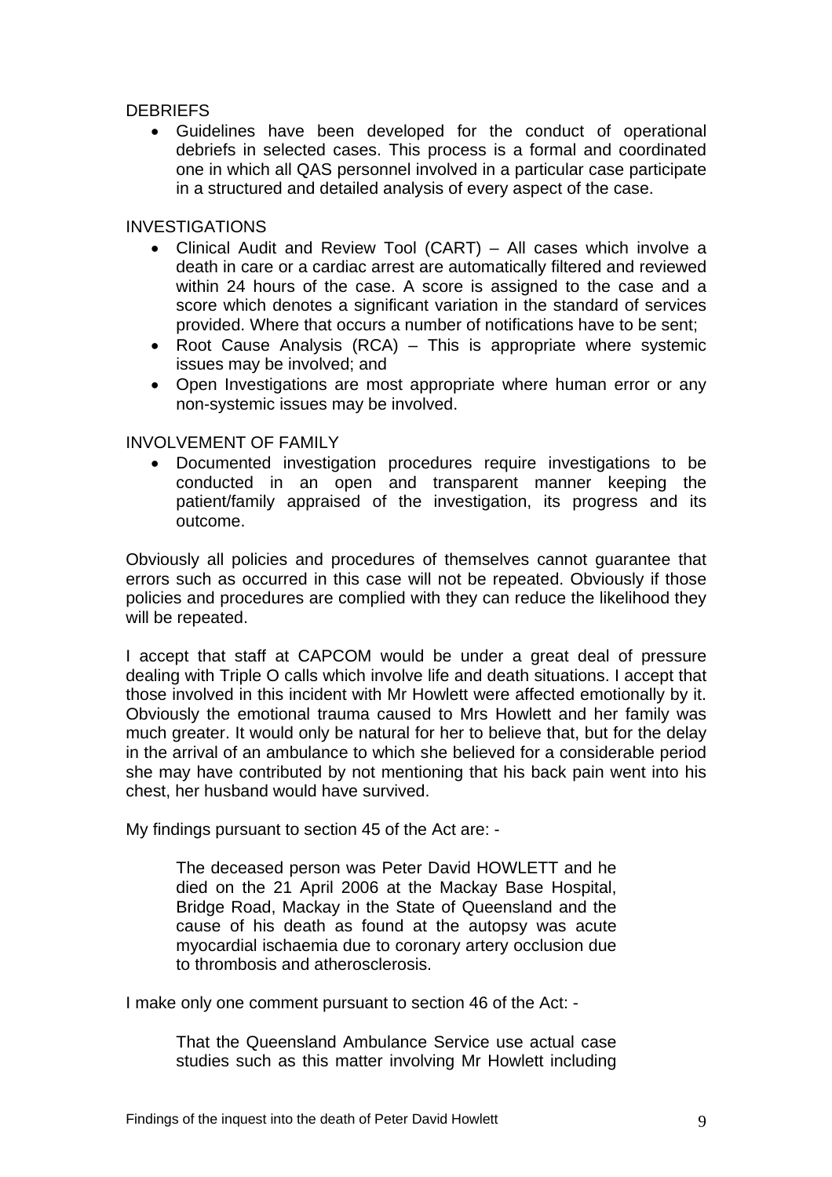DEBRIEFS

- Guidelines have been developed for the conduct of operational debriefs in selected cases. This process is a formal and coordinated one in which all QAS personnel involved in a particular case participate in a structured and detailed analysis of every aspect of the case.

INVESTIGATIONS

- Clinical Audit and Review Tool (CART) – All cases which involve a death in care or a cardiac arrest are automatically filtered and reviewed within 24 hours of the case. A score is assigned to the case and a score which denotes a significant variation in the standard of services provided. Where that occurs a number of notifications have to be sent;
- Root Cause Analysis (RCA) – This is appropriate where systemic issues may be involved; and
- Open Investigations are most appropriate where human error or any non-systemic issues may be involved.

INVOLVEMENT OF FAMILY

- Documented investigation procedures require investigations to be conducted in an open and transparent manner keeping the patient/family appraised of the investigation, its progress and its outcome.

Obviously all policies and procedures of themselves cannot guarantee that errors such as occurred in this case will not be repeated. Obviously if those policies and procedures are complied with they can reduce the likelihood they will be repeated.

I accept that staff at CAPCOM would be under a great deal of pressure dealing with Triple O calls which involve life and death situations. I accept that those involved in this incident with Mr Howlett were affected emotionally by it. Obviously the emotional trauma caused to Mrs Howlett and her family was much greater. It would only be natural for her to believe that, but for the delay in the arrival of an ambulance to which she believed for a considerable period she may have contributed by not mentioning that his back pain went into his chest, her husband would have survived.

My findings pursuant to section 45 of the Act are: -

> The deceased person was Peter David HOWLETT and he died on the 21 April 2006 at the Mackay Base Hospital, Bridge Road, Mackay in the State of Queensland and the cause of his death as found at the autopsy was acute myocardial ischaemia due to coronary artery occlusion due to thrombosis and atherosclerosis.

I make only one comment pursuant to section 46 of the Act: -

> That the Queensland Ambulance Service use actual case studies such as this matter involving Mr Howlett including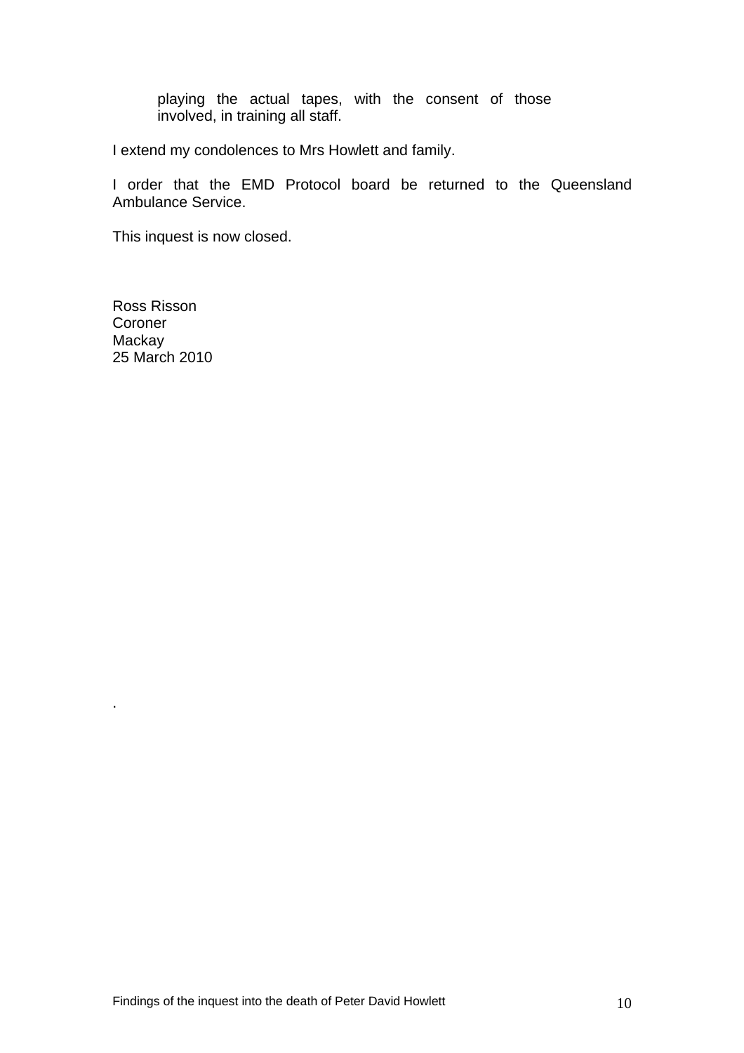playing the actual tapes, with the consent of those involved, in training all staff.

I extend my condolences to Mrs Howlett and family.

I order that the EMD Protocol board be returned to the Queensland Ambulance Service.

This inquest is now closed.

Ross Risson
Coroner
Mackay
25 March 2010

.